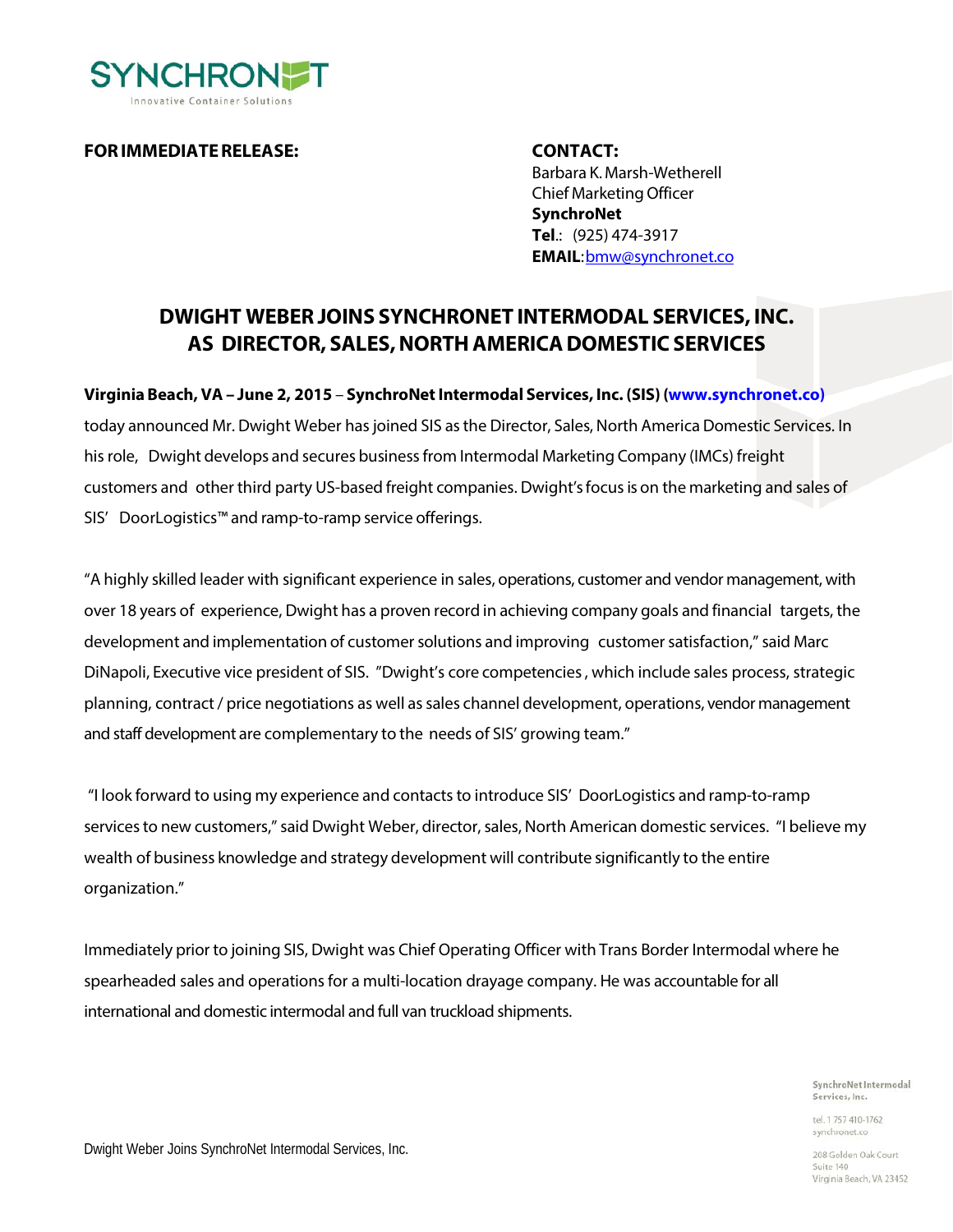SYNCHRONET
Innovative Container Solutions

**FOR IMMEDIATE RELEASE:**

**CONTACT:**
Barbara K. Marsh-Wetherell
Chief Marketing Officer
**SynchroNet**
**Tel**.: (925) 474-3917
**EMAIL**: bmw@synchronet.co

## DWIGHT WEBER JOINS SYNCHRONET INTERMODAL SERVICES, INC. AS DIRECTOR, SALES, NORTH AMERICA DOMESTIC SERVICES

**Virginia Beach, VA – June 2, 2015** – **SynchroNet Intermodal Services, Inc. (SIS) (www.synchronet.co)** today announced Mr. Dwight Weber has joined SIS as the Director, Sales, North America Domestic Services. In his role, Dwight develops and secures business from Intermodal Marketing Company (IMCs) freight customers and other third party US-based freight companies. Dwight's focus is on the marketing and sales of SIS' DoorLogistics™ and ramp-to-ramp service offerings.

"A highly skilled leader with significant experience in sales, operations, customer and vendor management, with over 18 years of experience, Dwight has a proven record in achieving company goals and financial targets, the development and implementation of customer solutions and improving customer satisfaction," said Marc DiNapoli, Executive vice president of SIS. "Dwight's core competencies , which include sales process, strategic planning, contract / price negotiations as well as sales channel development, operations, vendor management and staff development are complementary to the needs of SIS' growing team."

"I look forward to using my experience and contacts to introduce SIS' DoorLogistics and ramp-to-ramp services to new customers," said Dwight Weber, director, sales, North American domestic services. "I believe my wealth of business knowledge and strategy development will contribute significantly to the entire organization."

Immediately prior to joining SIS, Dwight was Chief Operating Officer with Trans Border Intermodal where he spearheaded sales and operations for a multi-location drayage company. He was accountable for all international and domestic intermodal and full van truckload shipments.

SynchroNet Intermodal Services, Inc.
tel. 1 757 410-1762
synchronet.co
208 Golden Oak Court
Suite 140
Virginia Beach, VA 23452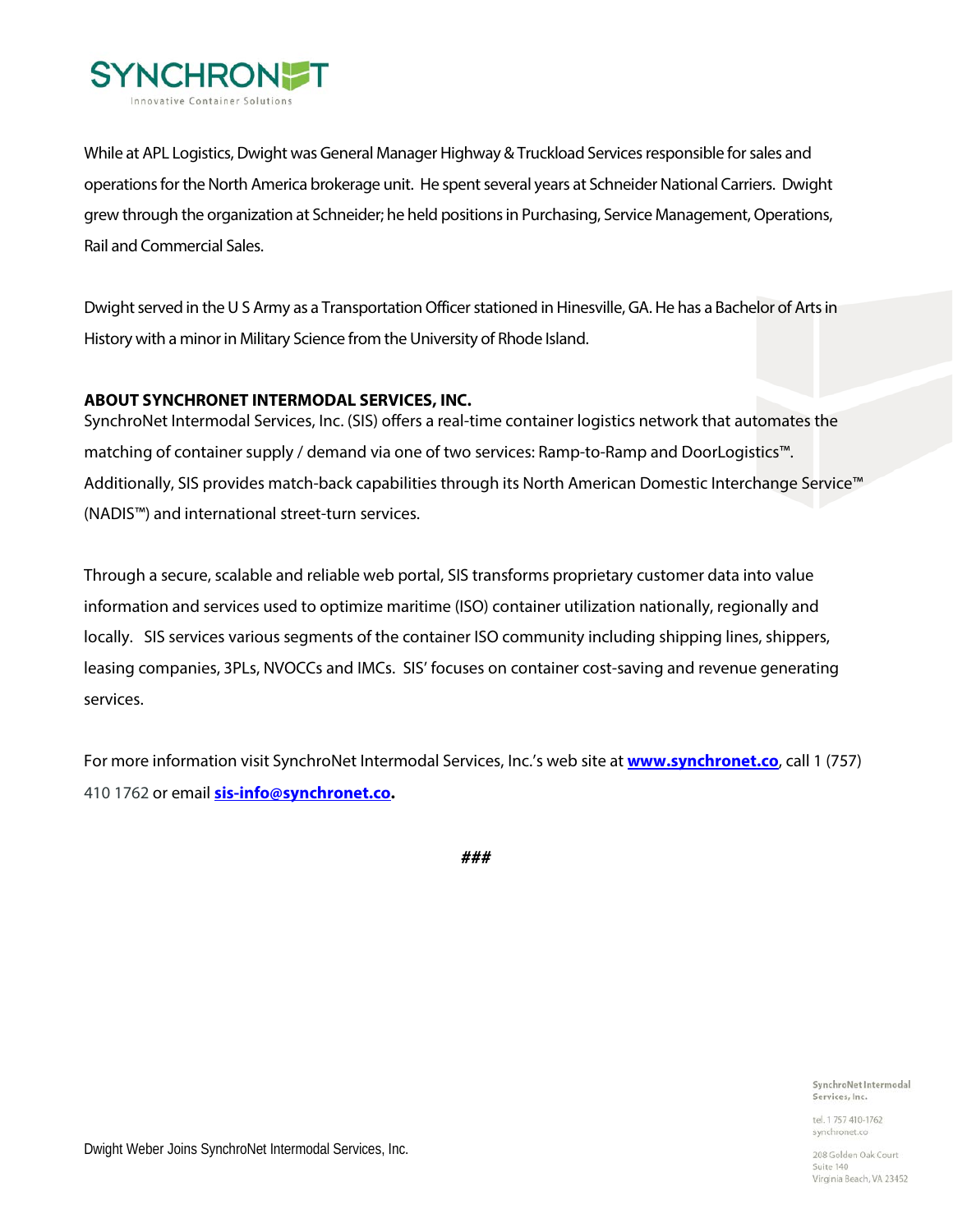While at APL Logistics, Dwight was General Manager Highway & Truckload Services responsible for sales and operations for the North America brokerage unit. He spent several years at Schneider National Carriers. Dwight grew through the organization at Schneider; he held positions in Purchasing, Service Management, Operations, Rail and Commercial Sales.

Dwight served in the U S Army as a Transportation Officer stationed in Hinesville, GA. He has a Bachelor of Arts in History with a minor in Military Science from the University of Rhode Island.

**ABOUT SYNCHRONET INTERMODAL SERVICES, INC.**

SynchroNet Intermodal Services, Inc. (SIS) offers a real-time container logistics network that automates the matching of container supply / demand via one of two services: Ramp-to-Ramp and DoorLogistics™. Additionally, SIS provides match-back capabilities through its North American Domestic Interchange Service™ (NADIS™) and international street-turn services.

Through a secure, scalable and reliable web portal, SIS transforms proprietary customer data into value information and services used to optimize maritime (ISO) container utilization nationally, regionally and locally. SIS services various segments of the container ISO community including shipping lines, shippers, leasing companies, 3PLs, NVOCCs and IMCs. SIS' focuses on container cost-saving and revenue generating services.

For more information visit SynchroNet Intermodal Services, Inc.'s web site at **www.synchronet.co**, call 1 (757) 410 1762 or email **sis-info@synchronet.co.**

***###***

SynchroNet Intermodal Services, Inc.

tel. 1 757 410-1762
synchronet.co

208 Golden Oak Court
Suite 140
Virginia Beach, VA 23452